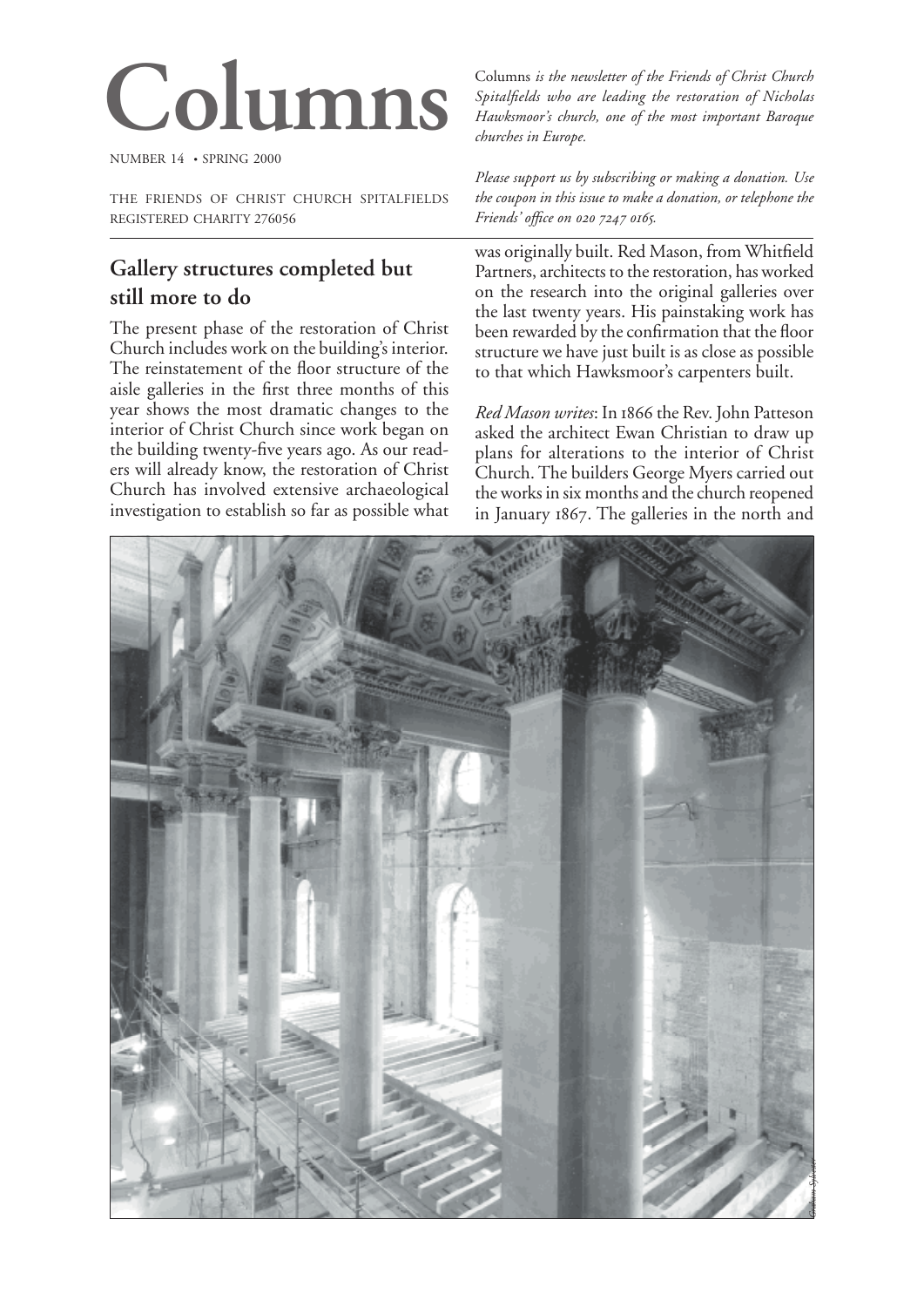# Columns

NUMBER 14 • SPRING 2000

THE FRIENDS OF CHRIST CHURCH SPITALFIELDS
REGISTERED CHARITY 276056

Columns *is the newsletter of the Friends of Christ Church Spitalfields who are leading the restoration of Nicholas Hawksmoor's church, one of the most important Baroque churches in Europe.*

*Please support us by subscribing or making a donation. Use the coupon in this issue to make a donation, or telephone the Friends' office on 020 7247 0165.*

## Gallery structures completed but still more to do

The present phase of the restoration of Christ Church includes work on the building's interior. The reinstatement of the floor structure of the aisle galleries in the first three months of this year shows the most dramatic changes to the interior of Christ Church since work began on the building twenty-five years ago. As our readers will already know, the restoration of Christ Church has involved extensive archaeological investigation to establish so far as possible what was originally built. Red Mason, from Whitfield Partners, architects to the restoration, has worked on the research into the original galleries over the last twenty years. His painstaking work has been rewarded by the confirmation that the floor structure we have just built is as close as possible to that which Hawksmoor's carpenters built.

*Red Mason writes*: In 1866 the Rev. John Patteson asked the architect Ewan Christian to draw up plans for alterations to the interior of Christ Church. The builders George Myers carried out the works in six months and the church reopened in January 1867. The galleries in the north and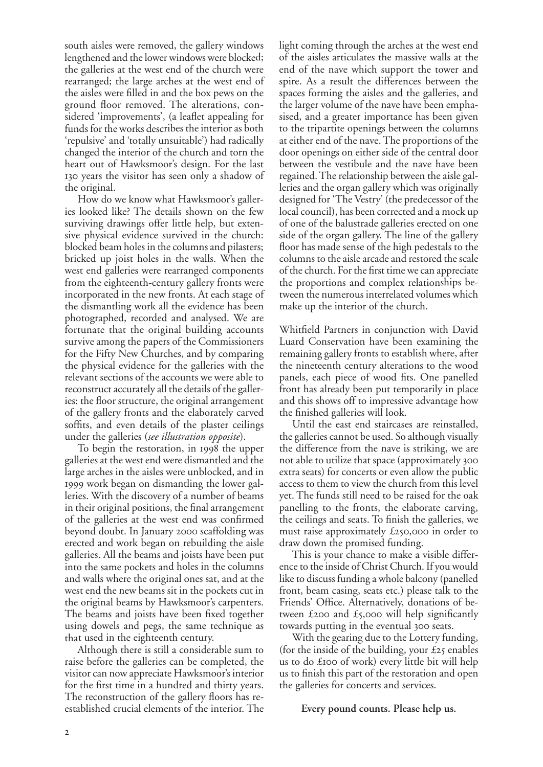south aisles were removed, the gallery windows lengthened and the lower windows were blocked; the galleries at the west end of the church were rearranged; the large arches at the west end of the aisles were filled in and the box pews on the ground floor removed. The alterations, considered 'improvements', (a leaflet appealing for funds for the works describes the interior as both 'repulsive' and 'totally unsuitable') had radically changed the interior of the church and torn the heart out of Hawksmoor's design. For the last 130 years the visitor has seen only a shadow of the original.

How do we know what Hawksmoor's galleries looked like? The details shown on the few surviving drawings offer little help, but extensive physical evidence survived in the church: blocked beam holes in the columns and pilasters; bricked up joist holes in the walls. When the west end galleries were rearranged components from the eighteenth-century gallery fronts were incorporated in the new fronts. At each stage of the dismantling work all the evidence has been photographed, recorded and analysed. We are fortunate that the original building accounts survive among the papers of the Commissioners for the Fifty New Churches, and by comparing the physical evidence for the galleries with the relevant sections of the accounts we were able to reconstruct accurately all the details of the galleries: the floor structure, the original arrangement of the gallery fronts and the elaborately carved soffits, and even details of the plaster ceilings under the galleries (*see illustration opposite*).

To begin the restoration, in 1998 the upper galleries at the west end were dismantled and the large arches in the aisles were unblocked, and in 1999 work began on dismantling the lower galleries. With the discovery of a number of beams in their original positions, the final arrangement of the galleries at the west end was confirmed beyond doubt. In January 2000 scaffolding was erected and work began on rebuilding the aisle galleries. All the beams and joists have been put into the same pockets and holes in the columns and walls where the original ones sat, and at the west end the new beams sit in the pockets cut in the original beams by Hawksmoor's carpenters. The beams and joists have been fixed together using dowels and pegs, the same technique as that used in the eighteenth century.

Although there is still a considerable sum to raise before the galleries can be completed, the visitor can now appreciate Hawksmoor's interior for the first time in a hundred and thirty years. The reconstruction of the gallery floors has re-established crucial elements of the interior. The light coming through the arches at the west end of the aisles articulates the massive walls at the end of the nave which support the tower and spire. As a result the differences between the spaces forming the aisles and the galleries, and the larger volume of the nave have been emphasised, and a greater importance has been given to the tripartite openings between the columns at either end of the nave. The proportions of the door openings on either side of the central door between the vestibule and the nave have been regained. The relationship between the aisle galleries and the organ gallery which was originally designed for 'The Vestry' (the predecessor of the local council), has been corrected and a mock up of one of the balustrade galleries erected on one side of the organ gallery. The line of the gallery floor has made sense of the high pedestals to the columns to the aisle arcade and restored the scale of the church. For the first time we can appreciate the proportions and complex relationships between the numerous interrelated volumes which make up the interior of the church.

Whitfield Partners in conjunction with David Luard Conservation have been examining the remaining gallery fronts to establish where, after the nineteenth century alterations to the wood panels, each piece of wood fits. One panelled front has already been put temporarily in place and this shows off to impressive advantage how the finished galleries will look.

Until the east end staircases are reinstalled, the galleries cannot be used. So although visually the difference from the nave is striking, we are not able to utilize that space (approximately 300 extra seats) for concerts or even allow the public access to them to view the church from this level yet. The funds still need to be raised for the oak panelling to the fronts, the elaborate carving, the ceilings and seats. To finish the galleries, we must raise approximately £250,000 in order to draw down the promised funding.

This is your chance to make a visible difference to the inside of Christ Church. If you would like to discuss funding a whole balcony (panelled front, beam casing, seats etc.) please talk to the Friends' Office. Alternatively, donations of between £200 and £5,000 will help significantly towards putting in the eventual 300 seats.

With the gearing due to the Lottery funding, (for the inside of the building, your £25 enables us to do £100 of work) every little bit will help us to finish this part of the restoration and open the galleries for concerts and services.

**Every pound counts. Please help us.**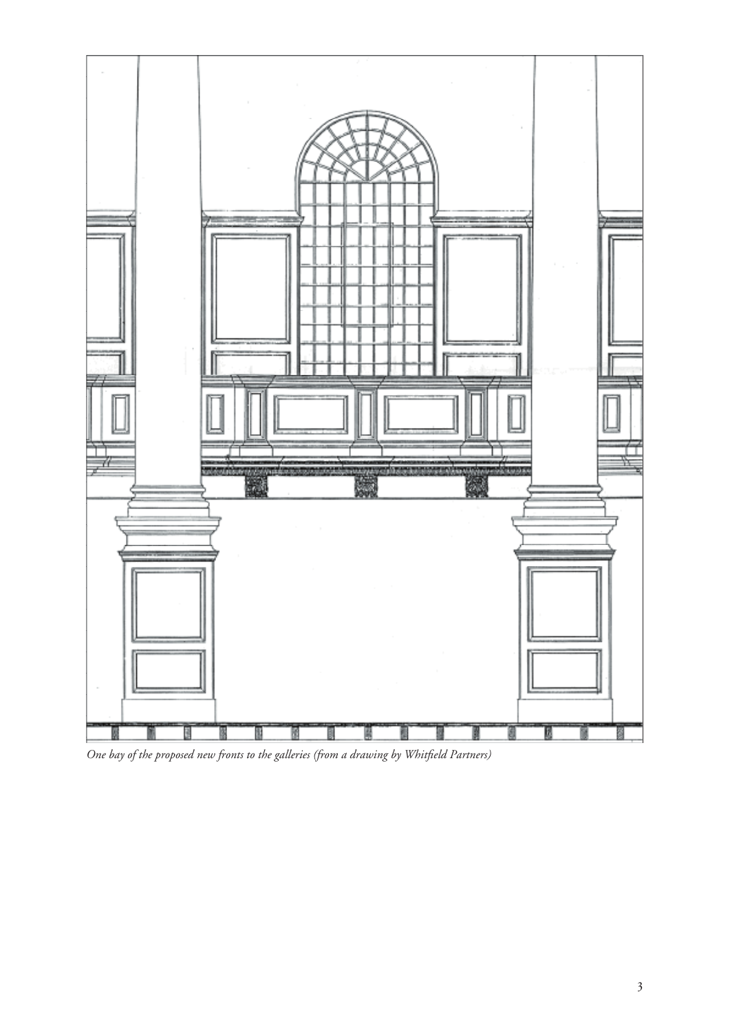*One bay of the proposed new fronts to the galleries (from a drawing by Whitfield Partners)*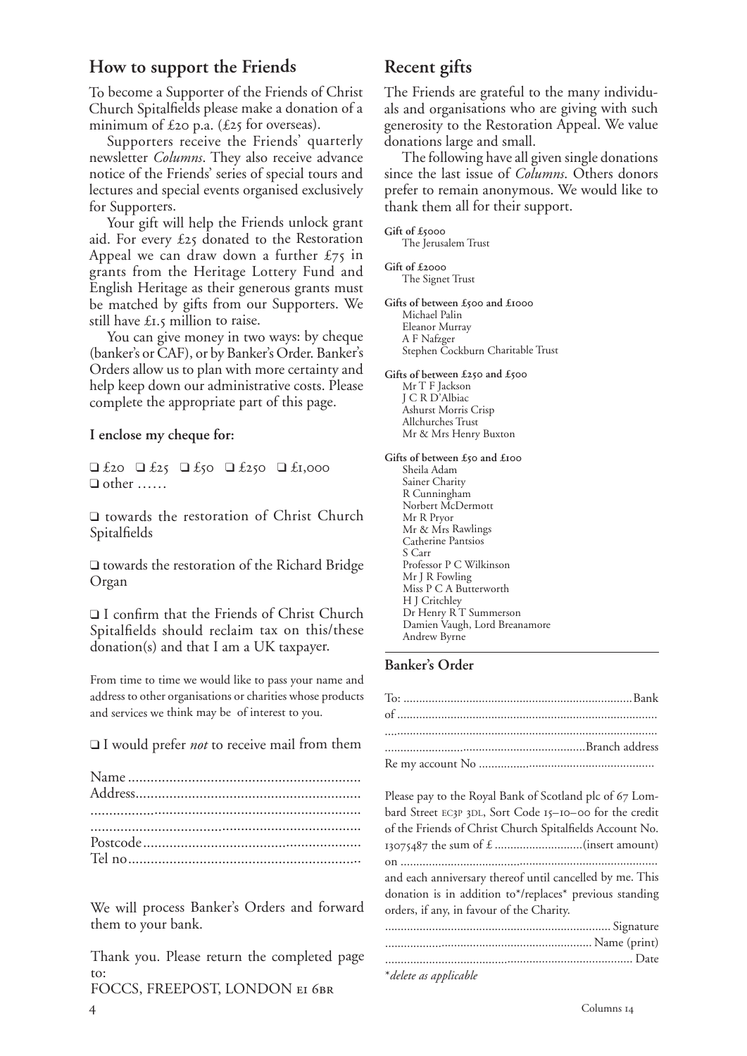## How to support the Friends

To become a Supporter of the Friends of Christ Church Spitalfields please make a donation of a minimum of £20 p.a. (£25 for overseas).

Supporters receive the Friends' quarterly newsletter *Columns*. They also receive advance notice of the Friends' series of special tours and lectures and special events organised exclusively for Supporters.

Your gift will help the Friends unlock grant aid. For every £25 donated to the Restoration Appeal we can draw down a further £75 in grants from the Heritage Lottery Fund and English Heritage as their generous grants must be matched by gifts from our Supporters. We still have £1.5 million to raise.

You can give money in two ways: by cheque (banker's or CAF), or by Banker's Order. Banker's Orders allow us to plan with more certainty and help keep down our administrative costs. Please complete the appropriate part of this page.

**I enclose my cheque for:**

❑ £20 ❑ £25 ❑ £50 ❑ £250 ❑ £1,000
❑ other ……

❑ towards the restoration of Christ Church Spitalfields

❑ towards the restoration of the Richard Bridge Organ

❑ I confirm that the Friends of Christ Church Spitalfields should reclaim tax on this/these donation(s) and that I am a UK taxpayer.

From time to time we would like to pass your name and address to other organisations or charities whose products and services we think may be of interest to you.

❑ I would prefer *not* to receive mail from them

Name ..............................................................
Address............................................................
..........................................................................
..........................................................................
Postcode...........................................................
Tel no...............................................................

We will process Banker's Orders and forward them to your bank.

Thank you. Please return the completed page to:
FOCCS, FREEPOST, LONDON E1 6BR

## Recent gifts

The Friends are grateful to the many individuals and organisations who are giving with such generosity to the Restoration Appeal. We value donations large and small.

The following have all given single donations since the last issue of *Columns*. Others donors prefer to remain anonymous. We would like to thank them all for their support.

**Gift of £5000**
The Jerusalem Trust

**Gift of £2000**
The Signet Trust

**Gifts of between £500 and £1000**
Michael Palin
Eleanor Murray
A F Nafzger
Stephen Cockburn Charitable Trust

**Gifts of between £250 and £500**
Mr T F Jackson
J C R D'Albiac
Ashurst Morris Crisp
Allchurches Trust
Mr & Mrs Henry Buxton

**Gifts of between £50 and £100**
Sheila Adam
Sainer Charity
R Cunningham
Norbert McDermott
Mr R Pryor
Mr & Mrs Rawlings
Catherine Pantsios
S Carr
Professor P C Wilkinson
Mr J R Fowling
Miss P C A Butterworth
H J Critchley
Dr Henry R T Summerson
Damien Vaugh, Lord Breanamore
Andrew Byrne

### Banker's Order

To: .......................................................................Bank
of ..................................................................................
.......................................................................................
...............................................................Branch address
Re my account No ........................................................

Please pay to the Royal Bank of Scotland plc of 67 Lombard Street EC3P 3DL, Sort Code 15–10–00 for the credit of the Friends of Christ Church Spitalfields Account No. 13075487 the sum of £ ............................(insert amount)
on ...................................................................................
and each anniversary thereof until cancelled by me. This donation is in addition to*/replaces* previous standing orders, if any, in favour of the Charity.

...................................................................... Signature
................................................................ Name (print)
............................................................................. Date

*\*delete as applicable*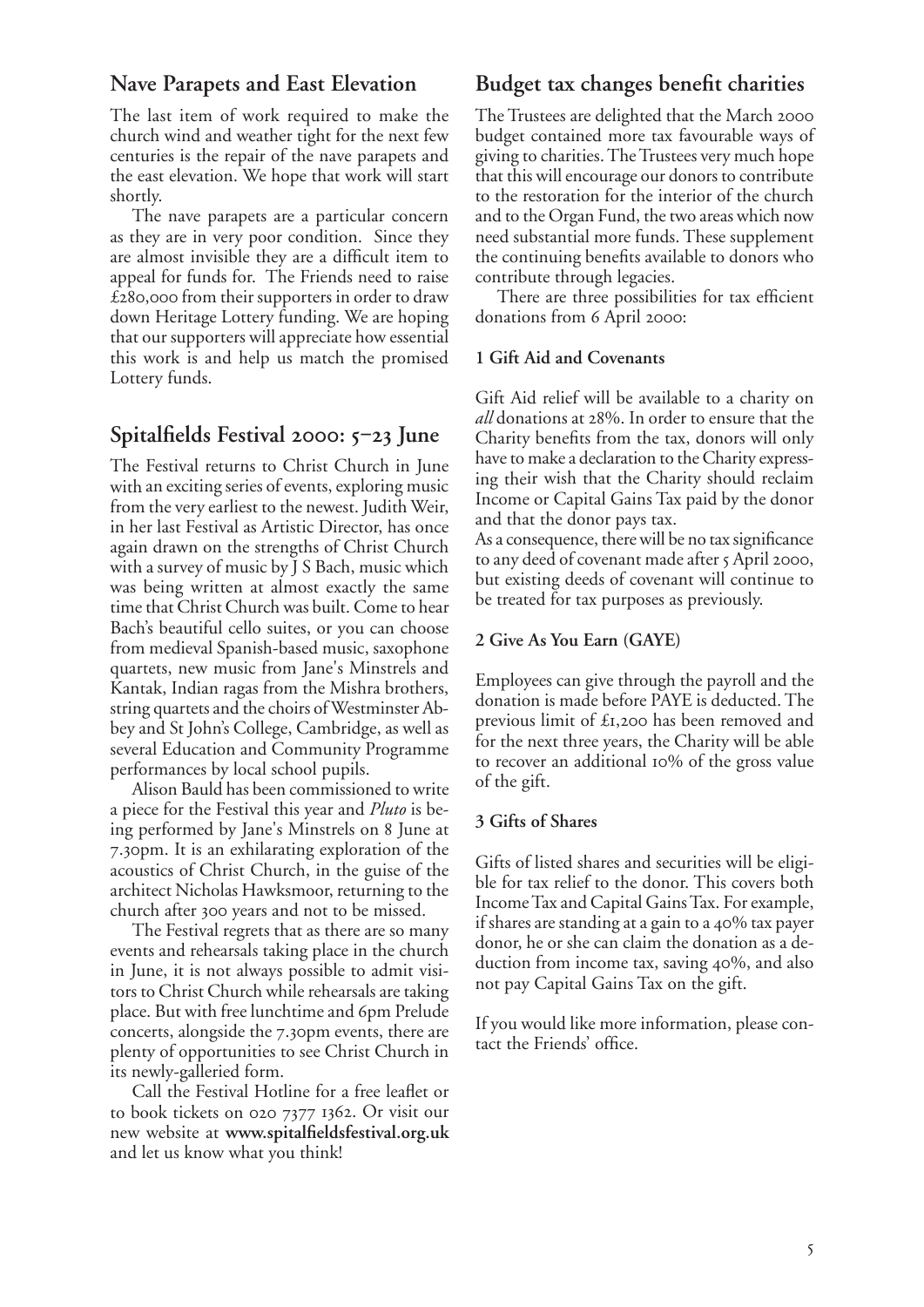## Nave Parapets and East Elevation

The last item of work required to make the church wind and weather tight for the next few centuries is the repair of the nave parapets and the east elevation. We hope that work will start shortly.

The nave parapets are a particular concern as they are in very poor condition. Since they are almost invisible they are a difficult item to appeal for funds for. The Friends need to raise £280,000 from their supporters in order to draw down Heritage Lottery funding. We are hoping that our supporters will appreciate how essential this work is and help us match the promised Lottery funds.

## Spitalfields Festival 2000: 5–23 June

The Festival returns to Christ Church in June with an exciting series of events, exploring music from the very earliest to the newest. Judith Weir, in her last Festival as Artistic Director, has once again drawn on the strengths of Christ Church with a survey of music by J S Bach, music which was being written at almost exactly the same time that Christ Church was built. Come to hear Bach's beautiful cello suites, or you can choose from medieval Spanish-based music, saxophone quartets, new music from Jane's Minstrels and Kantak, Indian ragas from the Mishra brothers, string quartets and the choirs of Westminster Abbey and St John's College, Cambridge, as well as several Education and Community Programme performances by local school pupils.

Alison Bauld has been commissioned to write a piece for the Festival this year and *Pluto* is being performed by Jane's Minstrels on 8 June at 7.30pm. It is an exhilarating exploration of the acoustics of Christ Church, in the guise of the architect Nicholas Hawksmoor, returning to the church after 300 years and not to be missed.

The Festival regrets that as there are so many events and rehearsals taking place in the church in June, it is not always possible to admit visitors to Christ Church while rehearsals are taking place. But with free lunchtime and 6pm Prelude concerts, alongside the 7.30pm events, there are plenty of opportunities to see Christ Church in its newly-galleried form.

Call the Festival Hotline for a free leaflet or to book tickets on 020 7377 1362. Or visit our new website at **www.spitalfieldsfestival.org.uk** and let us know what you think!

## Budget tax changes benefit charities

The Trustees are delighted that the March 2000 budget contained more tax favourable ways of giving to charities. The Trustees very much hope that this will encourage our donors to contribute to the restoration for the interior of the church and to the Organ Fund, the two areas which now need substantial more funds. These supplement the continuing benefits available to donors who contribute through legacies.

There are three possibilities for tax efficient donations from 6 April 2000:

#### 1 Gift Aid and Covenants

Gift Aid relief will be available to a charity on *all* donations at 28%. In order to ensure that the Charity benefits from the tax, donors will only have to make a declaration to the Charity expressing their wish that the Charity should reclaim Income or Capital Gains Tax paid by the donor and that the donor pays tax.

As a consequence, there will be no tax significance to any deed of covenant made after 5 April 2000, but existing deeds of covenant will continue to be treated for tax purposes as previously.

#### 2 Give As You Earn (GAYE)

Employees can give through the payroll and the donation is made before PAYE is deducted. The previous limit of £1,200 has been removed and for the next three years, the Charity will be able to recover an additional 10% of the gross value of the gift.

#### 3 Gifts of Shares

Gifts of listed shares and securities will be eligible for tax relief to the donor. This covers both Income Tax and Capital Gains Tax. For example, if shares are standing at a gain to a 40% tax payer donor, he or she can claim the donation as a deduction from income tax, saving 40%, and also not pay Capital Gains Tax on the gift.

If you would like more information, please contact the Friends' office.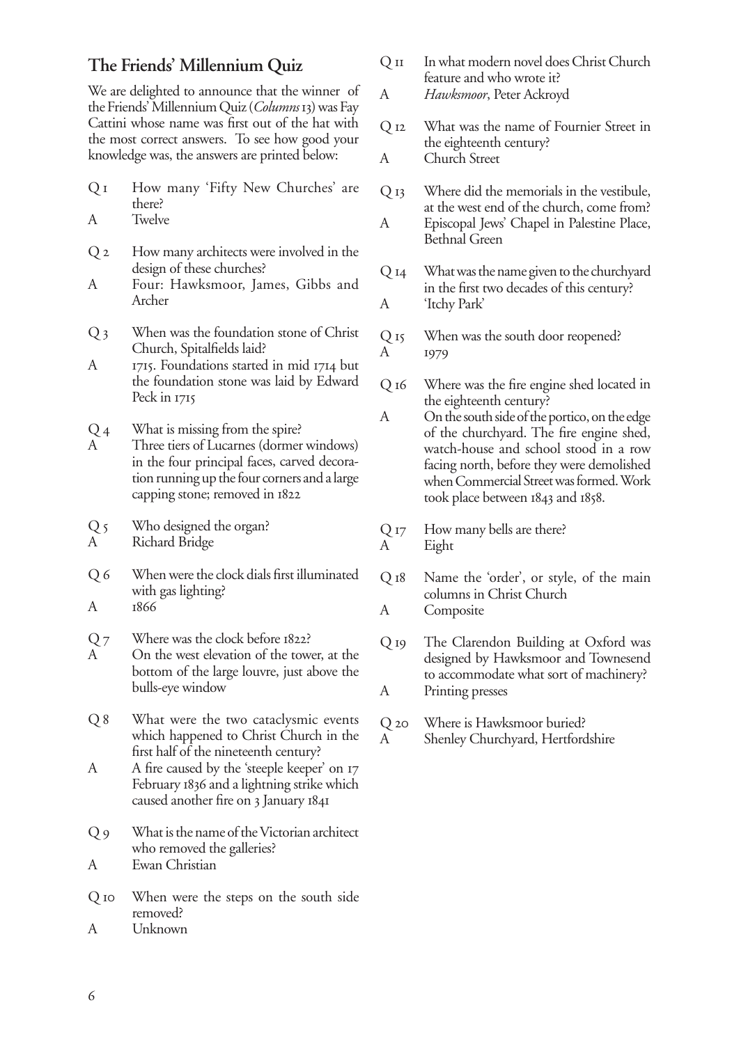## The Friends' Millennium Quiz

We are delighted to announce that the winner of the Friends' Millennium Quiz (*Columns* 13) was Fay Cattini whose name was first out of the hat with the most correct answers. To see how good your knowledge was, the answers are printed below:

Q 1 How many 'Fifty New Churches' are there?
A Twelve

Q 2 How many architects were involved in the design of these churches?
A Four: Hawksmoor, James, Gibbs and Archer

Q 3 When was the foundation stone of Christ Church, Spitalfields laid?
A 1715. Foundations started in mid 1714 but the foundation stone was laid by Edward Peck in 1715

Q 4 What is missing from the spire?
A Three tiers of Lucarnes (dormer windows) in the four principal faces, carved decoration running up the four corners and a large capping stone; removed in 1822

Q 5 Who designed the organ?
A Richard Bridge

Q 6 When were the clock dials first illuminated with gas lighting?
A 1866

Q 7 Where was the clock before 1822?
A On the west elevation of the tower, at the bottom of the large louvre, just above the bulls-eye window

Q 8 What were the two cataclysmic events which happened to Christ Church in the first half of the nineteenth century?
A A fire caused by the 'steeple keeper' on 17 February 1836 and a lightning strike which caused another fire on 3 January 1841

Q 9 What is the name of the Victorian architect who removed the galleries?
A Ewan Christian

Q 10 When were the steps on the south side removed?
A Unknown

Q 11 In what modern novel does Christ Church feature and who wrote it?
A *Hawksmoor*, Peter Ackroyd

Q 12 What was the name of Fournier Street in the eighteenth century?
A Church Street

Q 13 Where did the memorials in the vestibule, at the west end of the church, come from?
A Episcopal Jews' Chapel in Palestine Place, Bethnal Green

Q 14 What was the name given to the churchyard in the first two decades of this century?
A 'Itchy Park'

Q 15 When was the south door reopened?
A 1979

Q 16 Where was the fire engine shed located in the eighteenth century?
A On the south side of the portico, on the edge of the churchyard. The fire engine shed, watch-house and school stood in a row facing north, before they were demolished when Commercial Street was formed. Work took place between 1843 and 1858.

Q 17 How many bells are there?
A Eight

Q 18 Name the 'order', or style, of the main columns in Christ Church
A Composite

Q 19 The Clarendon Building at Oxford was designed by Hawksmoor and Townesend to accommodate what sort of machinery?
A Printing presses

Q 20 Where is Hawksmoor buried?
A Shenley Churchyard, Hertfordshire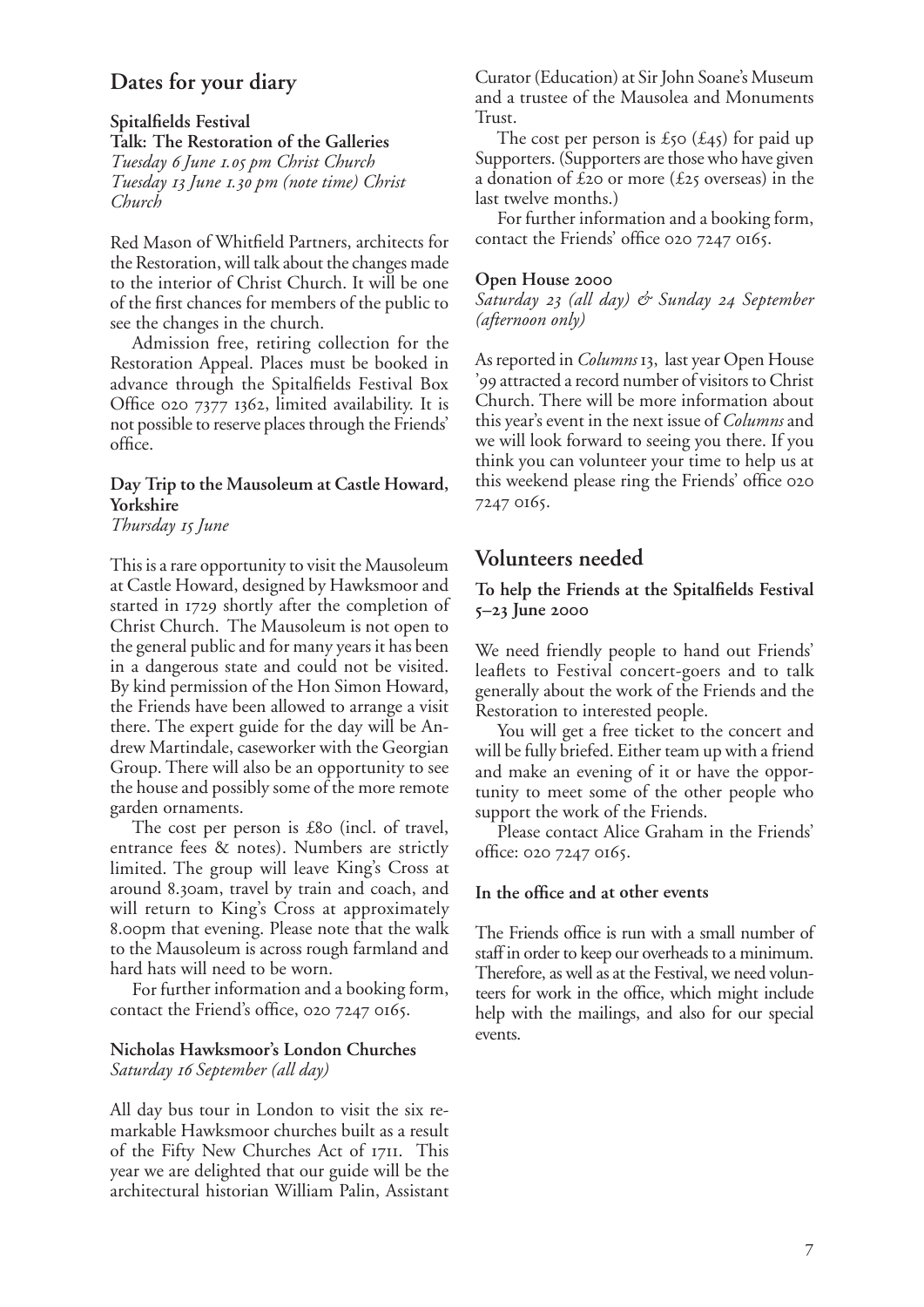## Dates for your diary

**Spitalfields Festival**
**Talk: The Restoration of the Galleries**
*Tuesday 6 June 1.05 pm Christ Church*
*Tuesday 13 June 1.30 pm (note time) Christ Church*

Red Mason of Whitfield Partners, architects for the Restoration, will talk about the changes made to the interior of Christ Church. It will be one of the first chances for members of the public to see the changes in the church.

Admission free, retiring collection for the Restoration Appeal. Places must be booked in advance through the Spitalfields Festival Box Office 020 7377 1362, limited availability. It is not possible to reserve places through the Friends' office.

**Day Trip to the Mausoleum at Castle Howard, Yorkshire**
*Thursday 15 June*

This is a rare opportunity to visit the Mausoleum at Castle Howard, designed by Hawksmoor and started in 1729 shortly after the completion of Christ Church. The Mausoleum is not open to the general public and for many years it has been in a dangerous state and could not be visited. By kind permission of the Hon Simon Howard, the Friends have been allowed to arrange a visit there. The expert guide for the day will be Andrew Martindale, caseworker with the Georgian Group. There will also be an opportunity to see the house and possibly some of the more remote garden ornaments.

The cost per person is £80 (incl. of travel, entrance fees & notes). Numbers are strictly limited. The group will leave King's Cross at around 8.30am, travel by train and coach, and will return to King's Cross at approximately 8.00pm that evening. Please note that the walk to the Mausoleum is across rough farmland and hard hats will need to be worn.

For further information and a booking form, contact the Friend's office, 020 7247 0165.

**Nicholas Hawksmoor's London Churches**
*Saturday 16 September (all day)*

All day bus tour in London to visit the six remarkable Hawksmoor churches built as a result of the Fifty New Churches Act of 1711. This year we are delighted that our guide will be the architectural historian William Palin, Assistant Curator (Education) at Sir John Soane's Museum and a trustee of the Mausolea and Monuments Trust.

The cost per person is £50 (£45) for paid up Supporters. (Supporters are those who have given a donation of £20 or more (£25 overseas) in the last twelve months.)

For further information and a booking form, contact the Friends' office 020 7247 0165.

**Open House 2000**
*Saturday 23 (all day) & Sunday 24 September (afternoon only)*

As reported in *Columns* 13, last year Open House '99 attracted a record number of visitors to Christ Church. There will be more information about this year's event in the next issue of *Columns* and we will look forward to seeing you there. If you think you can volunteer your time to help us at this weekend please ring the Friends' office 020 7247 0165.

## Volunteers needed

**To help the Friends at the Spitalfields Festival 5–23 June 2000**

We need friendly people to hand out Friends' leaflets to Festival concert-goers and to talk generally about the work of the Friends and the Restoration to interested people.

You will get a free ticket to the concert and will be fully briefed. Either team up with a friend and make an evening of it or have the opportunity to meet some of the other people who support the work of the Friends.

Please contact Alice Graham in the Friends' office: 020 7247 0165.

**In the office and at other events**

The Friends office is run with a small number of staff in order to keep our overheads to a minimum. Therefore, as well as at the Festival, we need volunteers for work in the office, which might include help with the mailings, and also for our special events.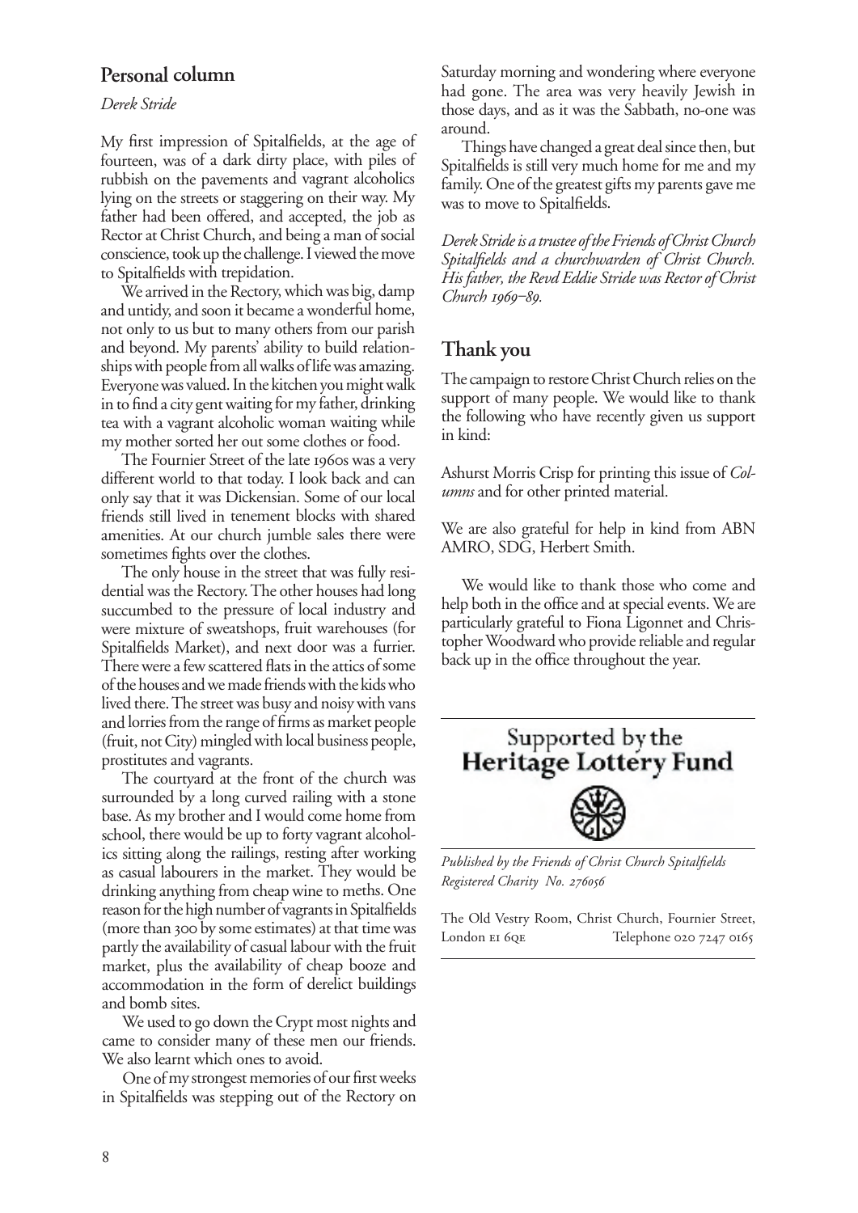## Personal column

*Derek Stride*

My first impression of Spitalfields, at the age of fourteen, was of a dark dirty place, with piles of rubbish on the pavements and vagrant alcoholics lying on the streets or staggering on their way. My father had been offered, and accepted, the job as Rector at Christ Church, and being a man of social conscience, took up the challenge. I viewed the move to Spitalfields with trepidation.

We arrived in the Rectory, which was big, damp and untidy, and soon it became a wonderful home, not only to us but to many others from our parish and beyond. My parents' ability to build relationships with people from all walks of life was amazing. Everyone was valued. In the kitchen you might walk in to find a city gent waiting for my father, drinking tea with a vagrant alcoholic woman waiting while my mother sorted her out some clothes or food.

The Fournier Street of the late 1960s was a very different world to that today. I look back and can only say that it was Dickensian. Some of our local friends still lived in tenement blocks with shared amenities. At our church jumble sales there were sometimes fights over the clothes.

The only house in the street that was fully residential was the Rectory. The other houses had long succumbed to the pressure of local industry and were mixture of sweatshops, fruit warehouses (for Spitalfields Market), and next door was a furrier. There were a few scattered flats in the attics of some of the houses and we made friends with the kids who lived there. The street was busy and noisy with vans and lorries from the range of firms as market people (fruit, not City) mingled with local business people, prostitutes and vagrants.

The courtyard at the front of the church was surrounded by a long curved railing with a stone base. As my brother and I would come home from school, there would be up to forty vagrant alcoholics sitting along the railings, resting after working as casual labourers in the market. They would be drinking anything from cheap wine to meths. One reason for the high number of vagrants in Spitalfields (more than 300 by some estimates) at that time was partly the availability of casual labour with the fruit market, plus the availability of cheap booze and accommodation in the form of derelict buildings and bomb sites.

We used to go down the Crypt most nights and came to consider many of these men our friends. We also learnt which ones to avoid.

One of my strongest memories of our first weeks in Spitalfields was stepping out of the Rectory on Saturday morning and wondering where everyone had gone. The area was very heavily Jewish in those days, and as it was the Sabbath, no-one was around.

Things have changed a great deal since then, but Spitalfields is still very much home for me and my family. One of the greatest gifts my parents gave me was to move to Spitalfields.

*Derek Stride is a trustee of the Friends of Christ Church Spitalfields and a churchwarden of Christ Church. His father, the Revd Eddie Stride was Rector of Christ Church 1969–89.*

## Thank you

The campaign to restore Christ Church relies on the support of many people. We would like to thank the following who have recently given us support in kind:

Ashurst Morris Crisp for printing this issue of *Columns* and for other printed material.

We are also grateful for help in kind from ABN AMRO, SDG, Herbert Smith.

We would like to thank those who come and help both in the office and at special events. We are particularly grateful to Fiona Ligonnet and Christopher Woodward who provide reliable and regular back up in the office throughout the year.

Supported by the
**Heritage Lottery Fund**

*Published by the Friends of Christ Church Spitalfields*
*Registered Charity No. 276056*

The Old Vestry Room, Christ Church, Fournier Street, London E1 6QE Telephone 020 7247 0165